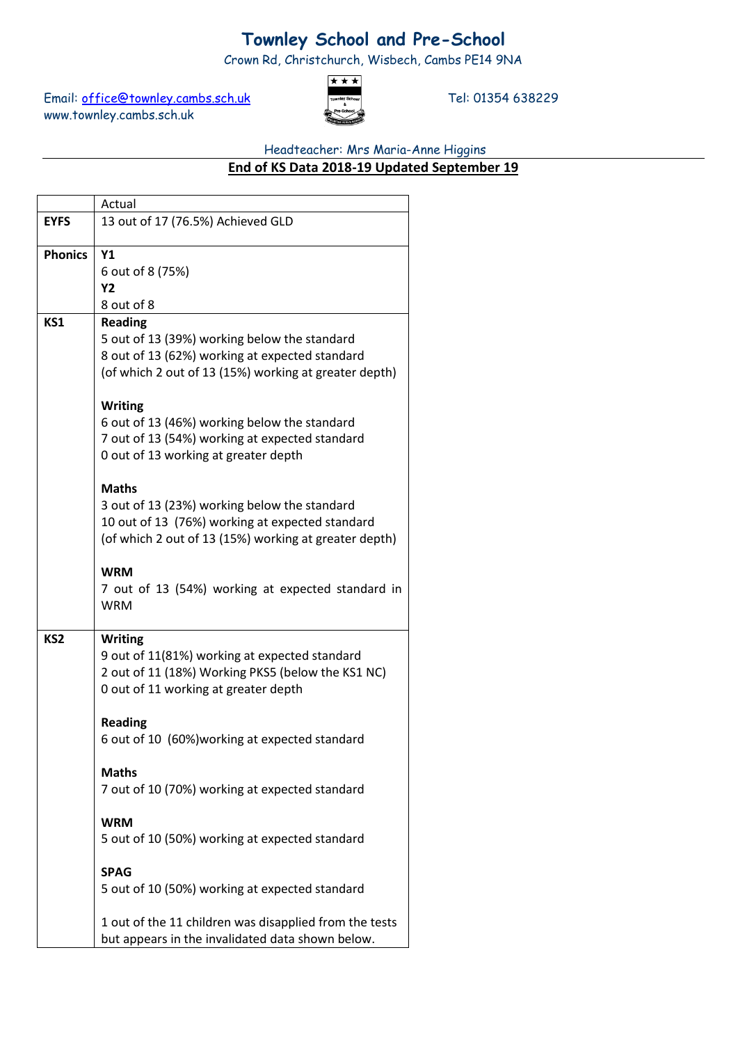# Townley School and Pre-School

Crown Rd, Christchurch, Wisbech, Cambs PE14 9NA

Email: office@townley.cambs.sch.uk
www.townley.cambs.sch.uk

Tel: 01354 638229

Headteacher: Mrs Maria-Anne Higgins

## End of KS Data 2018-19 Updated September 19

| | Actual |
|---|---|
| **EYFS** | 13 out of 17 (76.5%) Achieved GLD |
| **Phonics** | **Y1**<br>6 out of 8 (75%)<br>**Y2**<br>8 out of 8 |
| **KS1** | **Reading**<br>5 out of 13 (39%) working below the standard<br>8 out of 13 (62%) working at expected standard<br>(of which 2 out of 13 (15%) working at greater depth)<br><br>**Writing**<br>6 out of 13 (46%) working below the standard<br>7 out of 13 (54%) working at expected standard<br>0 out of 13 working at greater depth<br><br>**Maths**<br>3 out of 13 (23%) working below the standard<br>10 out of 13 (76%) working at expected standard<br>(of which 2 out of 13 (15%) working at greater depth)<br><br>**WRM**<br>7 out of 13 (54%) working at expected standard in WRM |
| **KS2** | **Writing**<br>9 out of 11(81%) working at expected standard<br>2 out of 11 (18%) Working PKS5 (below the KS1 NC)<br>0 out of 11 working at greater depth<br><br>**Reading**<br>6 out of 10 (60%)working at expected standard<br><br>**Maths**<br>7 out of 10 (70%) working at expected standard<br><br>**WRM**<br>5 out of 10 (50%) working at expected standard<br><br>**SPAG**<br>5 out of 10 (50%) working at expected standard<br><br>1 out of the 11 children was disapplied from the tests but appears in the invalidated data shown below. |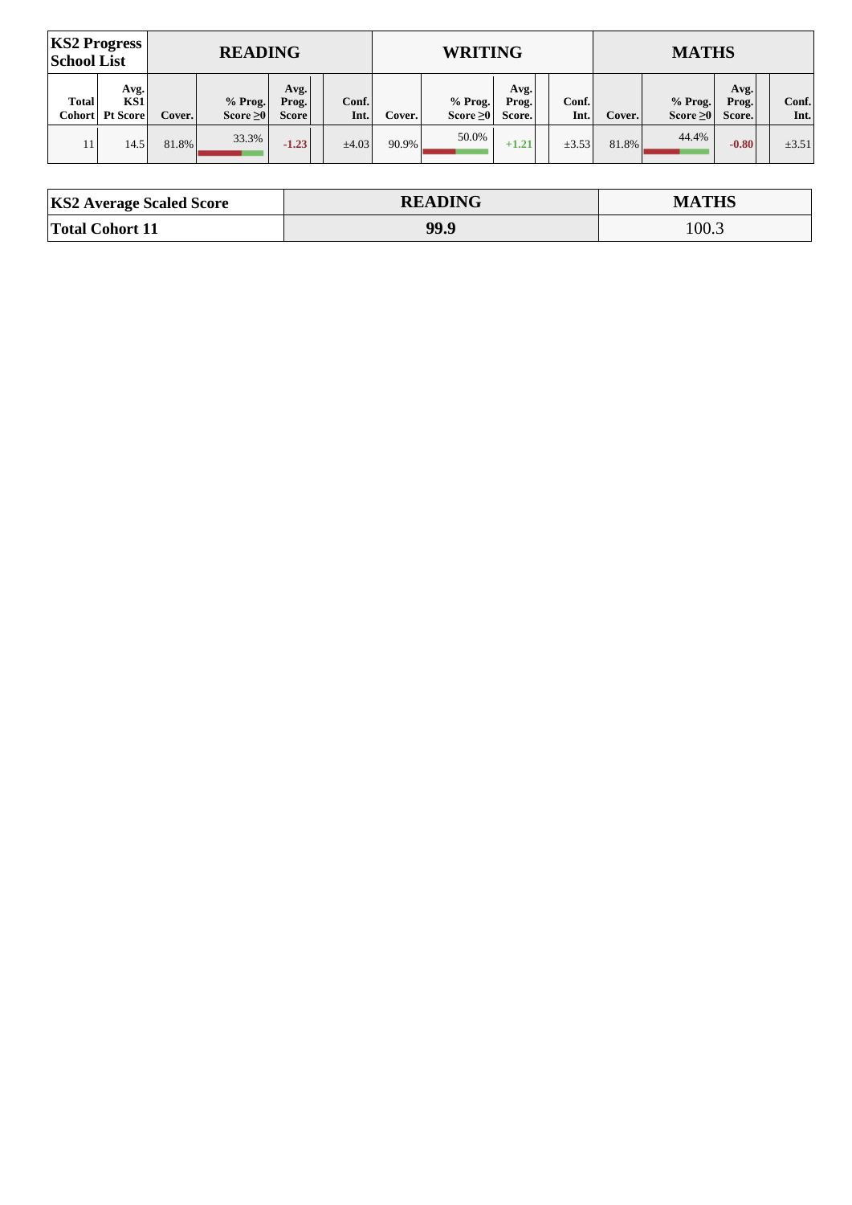| KS2 Progress School List | | READING | | | | | WRITING | | | | | MATHS | | | | |
|---|---|---|---|---|---|---|---|---|---|---|---|---|---|---|---|---|
| Total Cohort | Avg. KS1 Pt Score | Cover. | % Prog. Score ≥0 | Avg. Prog. Score | | Conf. Int. | Cover. | % Prog. Score ≥0 | Avg. Prog. Score. | | Conf. Int. | Cover. | % Prog. Score ≥0 | Avg. Prog. Score. | | Conf. Int. |
| 11 | 14.5 | 81.8% | 33.3% | -1.23 | | ±4.03 | 90.9% | 50.0% | +1.21 | | ±3.53 | 81.8% | 44.4% | -0.80 | | ±3.51 |

| KS2 Average Scaled Score | READING | MATHS |
|---|---|---|
| Total Cohort 11 | 99.9 | 100.3 |